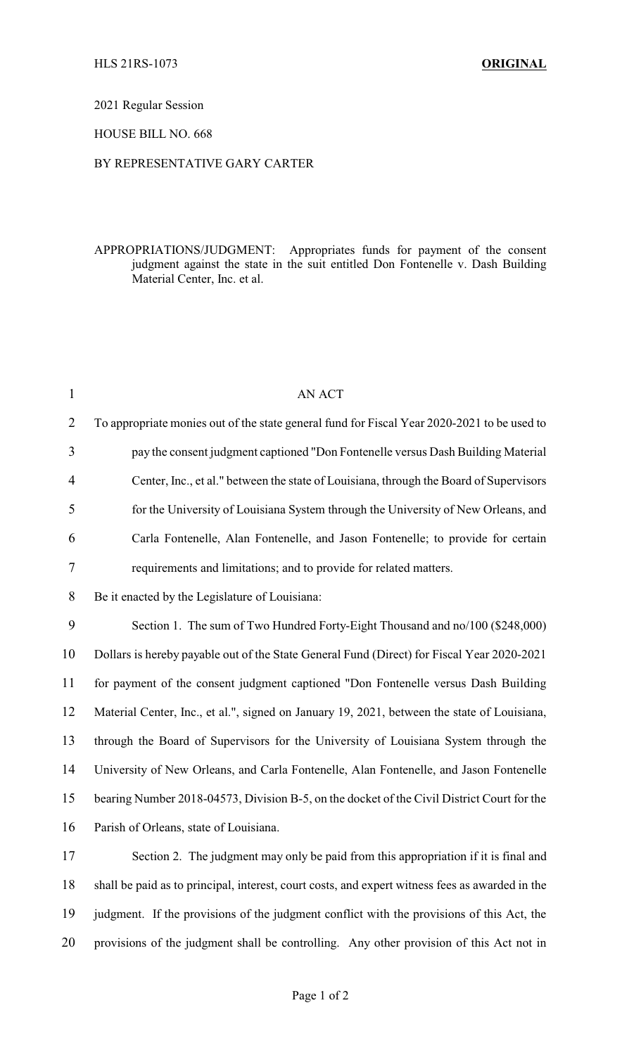HLS 21RS-1073 **ORIGINAL**

2021 Regular Session

HOUSE BILL NO. 668

BY REPRESENTATIVE GARY CARTER

APPROPRIATIONS/JUDGMENT: Appropriates funds for payment of the consent judgment against the state in the suit entitled Don Fontenelle v. Dash Building Material Center, Inc. et al.

AN ACT

To appropriate monies out of the state general fund for Fiscal Year 2020-2021 to be used to pay the consent judgment captioned "Don Fontenelle versus Dash Building Material Center, Inc., et al." between the state of Louisiana, through the Board of Supervisors for the University of Louisiana System through the University of New Orleans, and Carla Fontenelle, Alan Fontenelle, and Jason Fontenelle; to provide for certain requirements and limitations; and to provide for related matters.

Be it enacted by the Legislature of Louisiana:

Section 1. The sum of Two Hundred Forty-Eight Thousand and no/100 ($248,000) Dollars is hereby payable out of the State General Fund (Direct) for Fiscal Year 2020-2021 for payment of the consent judgment captioned "Don Fontenelle versus Dash Building Material Center, Inc., et al.", signed on January 19, 2021, between the state of Louisiana, through the Board of Supervisors for the University of Louisiana System through the University of New Orleans, and Carla Fontenelle, Alan Fontenelle, and Jason Fontenelle bearing Number 2018-04573, Division B-5, on the docket of the Civil District Court for the Parish of Orleans, state of Louisiana.

Section 2. The judgment may only be paid from this appropriation if it is final and shall be paid as to principal, interest, court costs, and expert witness fees as awarded in the judgment. If the provisions of the judgment conflict with the provisions of this Act, the provisions of the judgment shall be controlling. Any other provision of this Act not in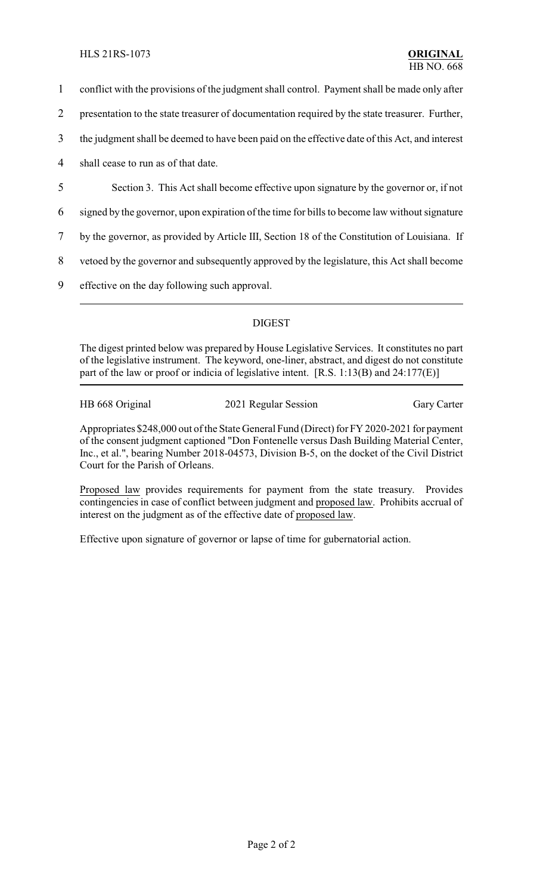conflict with the provisions of the judgment shall control. Payment shall be made only after presentation to the state treasurer of documentation required by the state treasurer. Further, the judgment shall be deemed to have been paid on the effective date of this Act, and interest shall cease to run as of that date.

Section 3. This Act shall become effective upon signature by the governor or, if not signed by the governor, upon expiration of the time for bills to become law without signature by the governor, as provided by Article III, Section 18 of the Constitution of Louisiana. If vetoed by the governor and subsequently approved by the legislature, this Act shall become effective on the day following such approval.

---

## DIGEST

The digest printed below was prepared by House Legislative Services. It constitutes no part of the legislative instrument. The keyword, one-liner, abstract, and digest do not constitute part of the law or proof or indicia of legislative intent. [R.S. 1:13(B) and 24:177(E)]

HB 668 Original 2021 Regular Session Gary Carter

Appropriates $248,000 out of the State General Fund (Direct) for FY 2020-2021 for payment of the consent judgment captioned "Don Fontenelle versus Dash Building Material Center, Inc., et al.", bearing Number 2018-04573, Division B-5, on the docket of the Civil District Court for the Parish of Orleans.

Proposed law provides requirements for payment from the state treasury. Provides contingencies in case of conflict between judgment and proposed law. Prohibits accrual of interest on the judgment as of the effective date of proposed law.

Effective upon signature of governor or lapse of time for gubernatorial action.